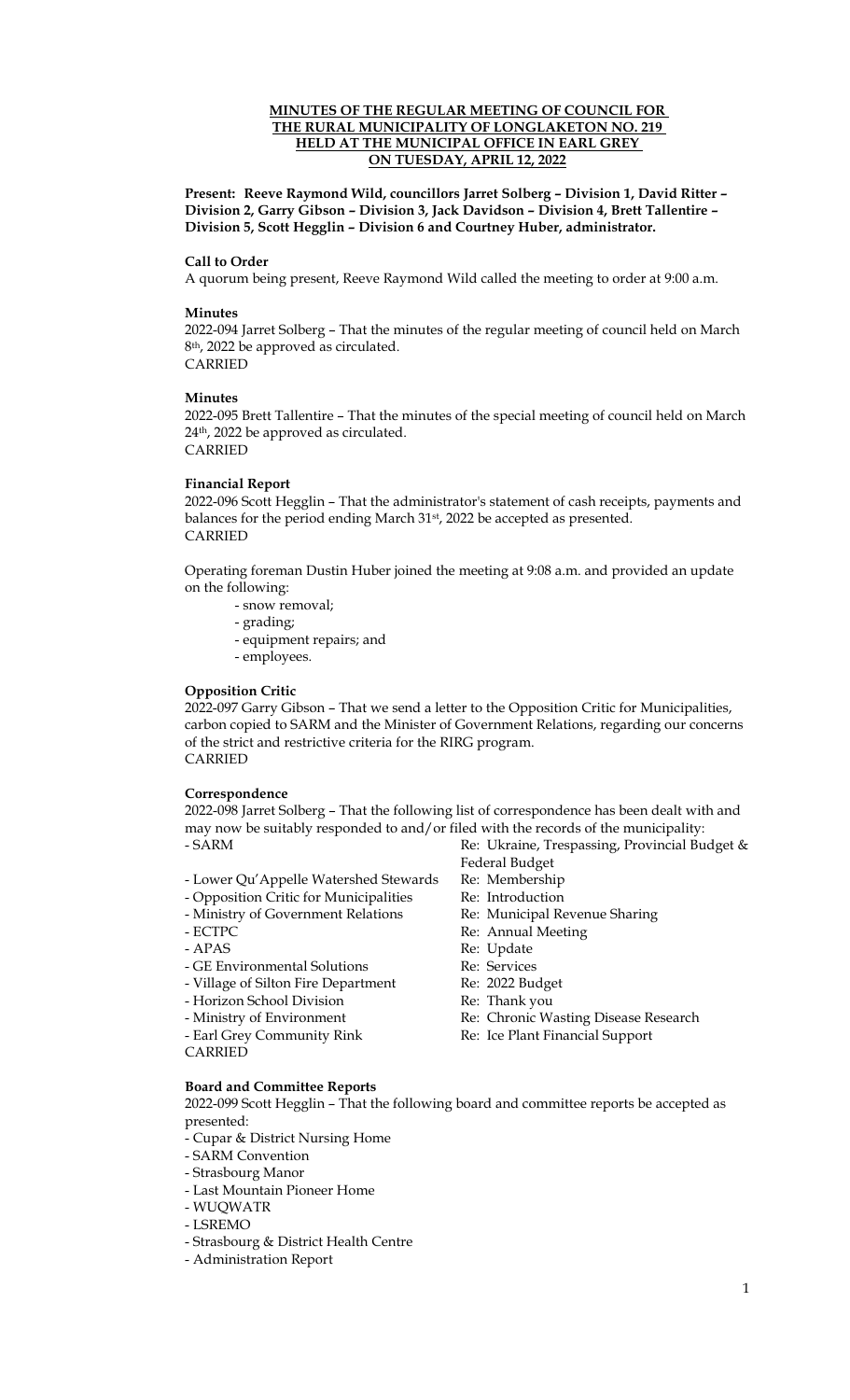**MINUTES OF THE REGULAR MEETING OF COUNCIL FOR THE RURAL MUNICIPALITY OF LONGLAKETON NO. 219 HELD AT THE MUNICIPAL OFFICE IN EARL GREY ON TUESDAY, APRIL 12, 2022**

**Present: Reeve Raymond Wild, councillors Jarret Solberg – Division 1, David Ritter – Division 2, Garry Gibson – Division 3, Jack Davidson – Division 4, Brett Tallentire – Division 5, Scott Hegglin – Division 6 and Courtney Huber, administrator.**

**Call to Order**

A quorum being present, Reeve Raymond Wild called the meeting to order at 9:00 a.m.

**Minutes**

2022-094 Jarret Solberg – That the minutes of the regular meeting of council held on March 8th, 2022 be approved as circulated.
CARRIED

**Minutes**

2022-095 Brett Tallentire – That the minutes of the special meeting of council held on March 24th, 2022 be approved as circulated.
CARRIED

**Financial Report**

2022-096 Scott Hegglin – That the administrator's statement of cash receipts, payments and balances for the period ending March 31st, 2022 be accepted as presented.
CARRIED

Operating foreman Dustin Huber joined the meeting at 9:08 a.m. and provided an update on the following:

- snow removal;
- grading;
- equipment repairs; and
- employees.

**Opposition Critic**

2022-097 Garry Gibson – That we send a letter to the Opposition Critic for Municipalities, carbon copied to SARM and the Minister of Government Relations, regarding our concerns of the strict and restrictive criteria for the RIRG program.
CARRIED

**Correspondence**

2022-098 Jarret Solberg – That the following list of correspondence has been dealt with and may now be suitably responded to and/or filed with the records of the municipality:

| | |
|---|---|
| - SARM | Re: Ukraine, Trespassing, Provincial Budget & Federal Budget |
| - Lower Qu'Appelle Watershed Stewards | Re: Membership |
| - Opposition Critic for Municipalities | Re: Introduction |
| - Ministry of Government Relations | Re: Municipal Revenue Sharing |
| - ECTPC | Re: Annual Meeting |
| - APAS | Re: Update |
| - GE Environmental Solutions | Re: Services |
| - Village of Silton Fire Department | Re: 2022 Budget |
| - Horizon School Division | Re: Thank you |
| - Ministry of Environment | Re: Chronic Wasting Disease Research |
| - Earl Grey Community Rink | Re: Ice Plant Financial Support |

CARRIED

**Board and Committee Reports**

2022-099 Scott Hegglin – That the following board and committee reports be accepted as presented:

- Cupar & District Nursing Home
- SARM Convention
- Strasbourg Manor
- Last Mountain Pioneer Home
- WUQWATR
- LSREMO
- Strasbourg & District Health Centre
- Administration Report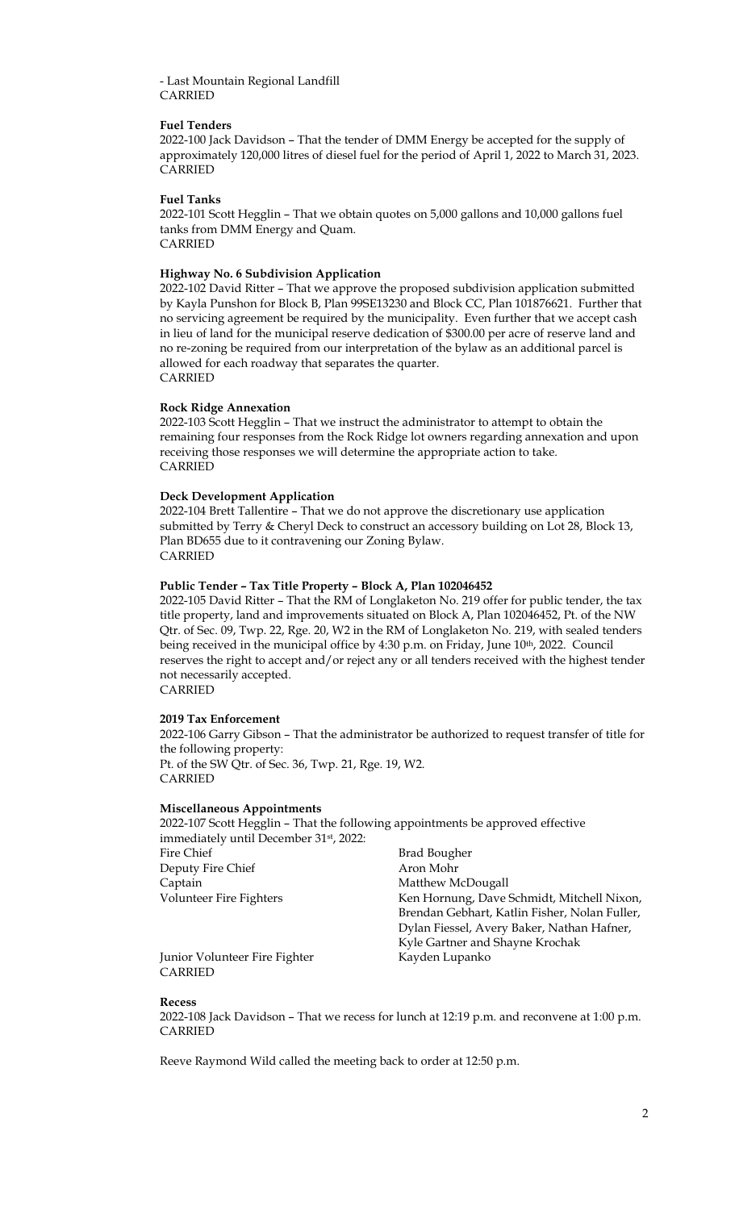- Last Mountain Regional Landfill
CARRIED

**Fuel Tenders**

2022-100 Jack Davidson – That the tender of DMM Energy be accepted for the supply of approximately 120,000 litres of diesel fuel for the period of April 1, 2022 to March 31, 2023.
CARRIED

**Fuel Tanks**

2022-101 Scott Hegglin – That we obtain quotes on 5,000 gallons and 10,000 gallons fuel tanks from DMM Energy and Quam.
CARRIED

**Highway No. 6 Subdivision Application**

2022-102 David Ritter – That we approve the proposed subdivision application submitted by Kayla Punshon for Block B, Plan 99SE13230 and Block CC, Plan 101876621. Further that no servicing agreement be required by the municipality. Even further that we accept cash in lieu of land for the municipal reserve dedication of $300.00 per acre of reserve land and no re-zoning be required from our interpretation of the bylaw as an additional parcel is allowed for each roadway that separates the quarter.
CARRIED

**Rock Ridge Annexation**

2022-103 Scott Hegglin – That we instruct the administrator to attempt to obtain the remaining four responses from the Rock Ridge lot owners regarding annexation and upon receiving those responses we will determine the appropriate action to take.
CARRIED

**Deck Development Application**

2022-104 Brett Tallentire – That we do not approve the discretionary use application submitted by Terry & Cheryl Deck to construct an accessory building on Lot 28, Block 13, Plan BD655 due to it contravening our Zoning Bylaw.
CARRIED

**Public Tender – Tax Title Property – Block A, Plan 102046452**

2022-105 David Ritter – That the RM of Longlaketon No. 219 offer for public tender, the tax title property, land and improvements situated on Block A, Plan 102046452, Pt. of the NW Qtr. of Sec. 09, Twp. 22, Rge. 20, W2 in the RM of Longlaketon No. 219, with sealed tenders being received in the municipal office by 4:30 p.m. on Friday, June 10th, 2022. Council reserves the right to accept and/or reject any or all tenders received with the highest tender not necessarily accepted.
CARRIED

**2019 Tax Enforcement**

2022-106 Garry Gibson – That the administrator be authorized to request transfer of title for the following property:
Pt. of the SW Qtr. of Sec. 36, Twp. 21, Rge. 19, W2.
CARRIED

**Miscellaneous Appointments**

2022-107 Scott Hegglin – That the following appointments be approved effective immediately until December 31st, 2022:

| | |
|---|---|
| Fire Chief | Brad Bougher |
| Deputy Fire Chief | Aron Mohr |
| Captain | Matthew McDougall |
| Volunteer Fire Fighters | Ken Hornung, Dave Schmidt, Mitchell Nixon, Brendan Gebhart, Katlin Fisher, Nolan Fuller, Dylan Fiessel, Avery Baker, Nathan Hafner, Kyle Gartner and Shayne Krochak |
| Junior Volunteer Fire Fighter | Kayden Lupanko |

CARRIED

**Recess**

2022-108 Jack Davidson – That we recess for lunch at 12:19 p.m. and reconvene at 1:00 p.m.
CARRIED

Reeve Raymond Wild called the meeting back to order at 12:50 p.m.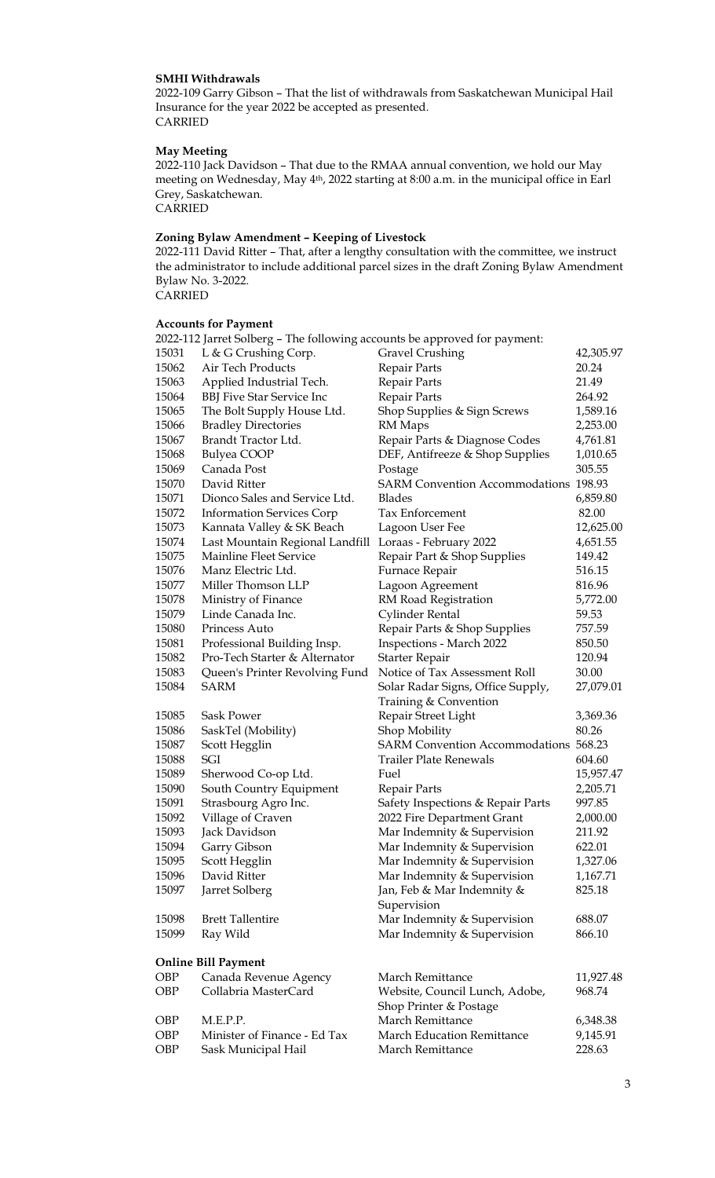**SMHI Withdrawals**

2022-109 Garry Gibson – That the list of withdrawals from Saskatchewan Municipal Hail Insurance for the year 2022 be accepted as presented.
CARRIED

**May Meeting**

2022-110 Jack Davidson – That due to the RMAA annual convention, we hold our May meeting on Wednesday, May 4th, 2022 starting at 8:00 a.m. in the municipal office in Earl Grey, Saskatchewan.
CARRIED

**Zoning Bylaw Amendment – Keeping of Livestock**

2022-111 David Ritter – That, after a lengthy consultation with the committee, we instruct the administrator to include additional parcel sizes in the draft Zoning Bylaw Amendment Bylaw No. 3-2022.
CARRIED

**Accounts for Payment**

2022-112 Jarret Solberg – The following accounts be approved for payment:

| | | | |
|---|---|---|---|
| 15031 | L & G Crushing Corp. | Gravel Crushing | 42,305.97 |
| 15062 | Air Tech Products | Repair Parts | 20.24 |
| 15063 | Applied Industrial Tech. | Repair Parts | 21.49 |
| 15064 | BBJ Five Star Service Inc | Repair Parts | 264.92 |
| 15065 | The Bolt Supply House Ltd. | Shop Supplies & Sign Screws | 1,589.16 |
| 15066 | Bradley Directories | RM Maps | 2,253.00 |
| 15067 | Brandt Tractor Ltd. | Repair Parts & Diagnose Codes | 4,761.81 |
| 15068 | Bulyea COOP | DEF, Antifreeze & Shop Supplies | 1,010.65 |
| 15069 | Canada Post | Postage | 305.55 |
| 15070 | David Ritter | SARM Convention Accommodations | 198.93 |
| 15071 | Dionco Sales and Service Ltd. | Blades | 6,859.80 |
| 15072 | Information Services Corp | Tax Enforcement | 82.00 |
| 15073 | Kannata Valley & SK Beach | Lagoon User Fee | 12,625.00 |
| 15074 | Last Mountain Regional Landfill | Loraas - February 2022 | 4,651.55 |
| 15075 | Mainline Fleet Service | Repair Part & Shop Supplies | 149.42 |
| 15076 | Manz Electric Ltd. | Furnace Repair | 516.15 |
| 15077 | Miller Thomson LLP | Lagoon Agreement | 816.96 |
| 15078 | Ministry of Finance | RM Road Registration | 5,772.00 |
| 15079 | Linde Canada Inc. | Cylinder Rental | 59.53 |
| 15080 | Princess Auto | Repair Parts & Shop Supplies | 757.59 |
| 15081 | Professional Building Insp. | Inspections - March 2022 | 850.50 |
| 15082 | Pro-Tech Starter & Alternator | Starter Repair | 120.94 |
| 15083 | Queen's Printer Revolving Fund | Notice of Tax Assessment Roll | 30.00 |
| 15084 | SARM | Solar Radar Signs, Office Supply, Training & Convention | 27,079.01 |
| 15085 | Sask Power | Repair Street Light | 3,369.36 |
| 15086 | SaskTel (Mobility) | Shop Mobility | 80.26 |
| 15087 | Scott Hegglin | SARM Convention Accommodations | 568.23 |
| 15088 | SGI | Trailer Plate Renewals | 604.60 |
| 15089 | Sherwood Co-op Ltd. | Fuel | 15,957.47 |
| 15090 | South Country Equipment | Repair Parts | 2,205.71 |
| 15091 | Strasbourg Agro Inc. | Safety Inspections & Repair Parts | 997.85 |
| 15092 | Village of Craven | 2022 Fire Department Grant | 2,000.00 |
| 15093 | Jack Davidson | Mar Indemnity & Supervision | 211.92 |
| 15094 | Garry Gibson | Mar Indemnity & Supervision | 622.01 |
| 15095 | Scott Hegglin | Mar Indemnity & Supervision | 1,327.06 |
| 15096 | David Ritter | Mar Indemnity & Supervision | 1,167.71 |
| 15097 | Jarret Solberg | Jan, Feb & Mar Indemnity & Supervision | 825.18 |
| 15098 | Brett Tallentire | Mar Indemnity & Supervision | 688.07 |
| 15099 | Ray Wild | Mar Indemnity & Supervision | 866.10 |

**Online Bill Payment**

| | | | |
|---|---|---|---|
| OBP | Canada Revenue Agency | March Remittance | 11,927.48 |
| OBP | Collabria MasterCard | Website, Council Lunch, Adobe, Shop Printer & Postage | 968.74 |
| OBP | M.E.P.P. | March Remittance | 6,348.38 |
| OBP | Minister of Finance - Ed Tax | March Education Remittance | 9,145.91 |
| OBP | Sask Municipal Hail | March Remittance | 228.63 |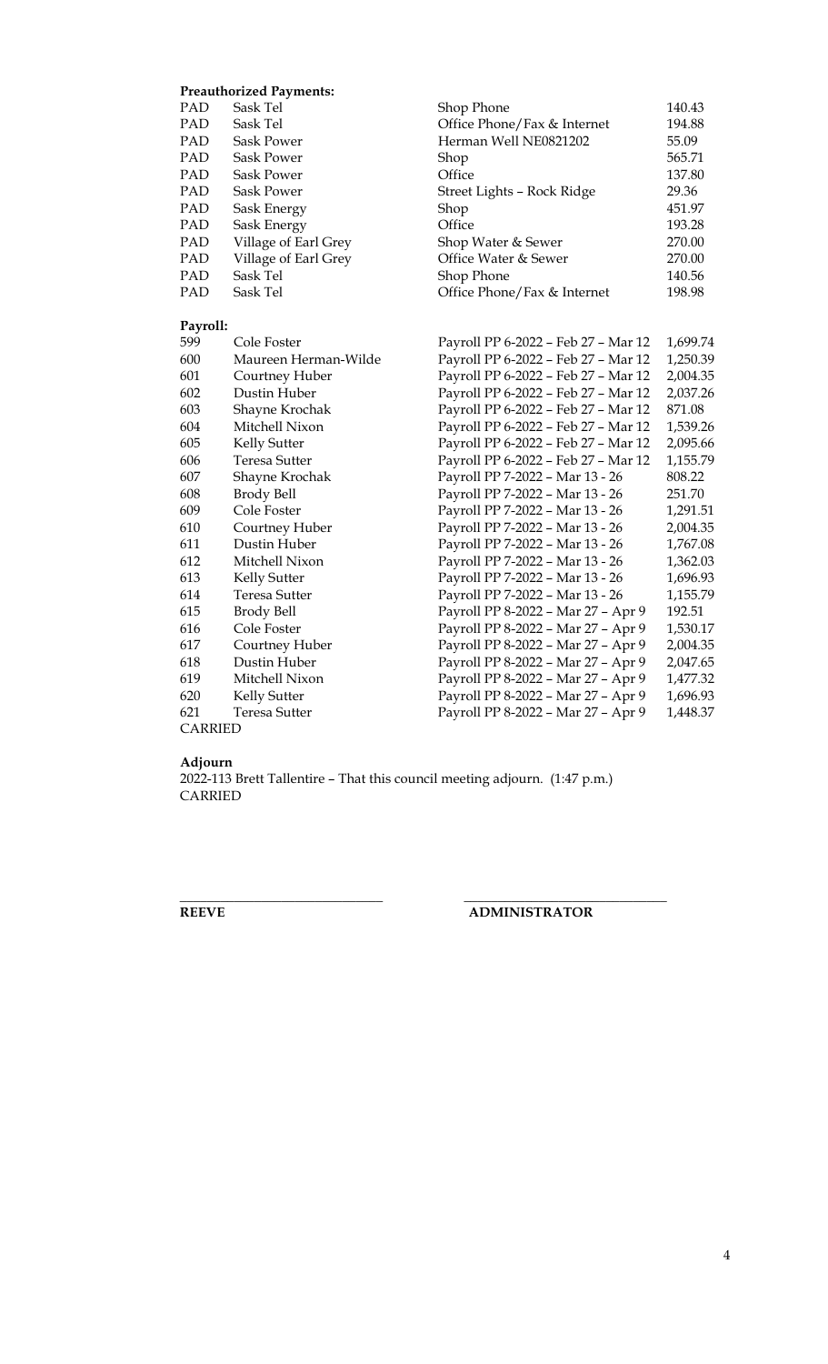**Preauthorized Payments:**

| | | | |
|---|---|---|---|
| PAD | Sask Tel | Shop Phone | 140.43 |
| PAD | Sask Tel | Office Phone/Fax & Internet | 194.88 |
| PAD | Sask Power | Herman Well NE0821202 | 55.09 |
| PAD | Sask Power | Shop | 565.71 |
| PAD | Sask Power | Office | 137.80 |
| PAD | Sask Power | Street Lights – Rock Ridge | 29.36 |
| PAD | Sask Energy | Shop | 451.97 |
| PAD | Sask Energy | Office | 193.28 |
| PAD | Village of Earl Grey | Shop Water & Sewer | 270.00 |
| PAD | Village of Earl Grey | Office Water & Sewer | 270.00 |
| PAD | Sask Tel | Shop Phone | 140.56 |
| PAD | Sask Tel | Office Phone/Fax & Internet | 198.98 |

**Payroll:**

| | | | |
|---|---|---|---|
| 599 | Cole Foster | Payroll PP 6-2022 – Feb 27 – Mar 12 | 1,699.74 |
| 600 | Maureen Herman-Wilde | Payroll PP 6-2022 – Feb 27 – Mar 12 | 1,250.39 |
| 601 | Courtney Huber | Payroll PP 6-2022 – Feb 27 – Mar 12 | 2,004.35 |
| 602 | Dustin Huber | Payroll PP 6-2022 – Feb 27 – Mar 12 | 2,037.26 |
| 603 | Shayne Krochak | Payroll PP 6-2022 – Feb 27 – Mar 12 | 871.08 |
| 604 | Mitchell Nixon | Payroll PP 6-2022 – Feb 27 – Mar 12 | 1,539.26 |
| 605 | Kelly Sutter | Payroll PP 6-2022 – Feb 27 – Mar 12 | 2,095.66 |
| 606 | Teresa Sutter | Payroll PP 6-2022 – Feb 27 – Mar 12 | 1,155.79 |
| 607 | Shayne Krochak | Payroll PP 7-2022 – Mar 13 - 26 | 808.22 |
| 608 | Brody Bell | Payroll PP 7-2022 – Mar 13 - 26 | 251.70 |
| 609 | Cole Foster | Payroll PP 7-2022 – Mar 13 - 26 | 1,291.51 |
| 610 | Courtney Huber | Payroll PP 7-2022 – Mar 13 - 26 | 2,004.35 |
| 611 | Dustin Huber | Payroll PP 7-2022 – Mar 13 - 26 | 1,767.08 |
| 612 | Mitchell Nixon | Payroll PP 7-2022 – Mar 13 - 26 | 1,362.03 |
| 613 | Kelly Sutter | Payroll PP 7-2022 – Mar 13 - 26 | 1,696.93 |
| 614 | Teresa Sutter | Payroll PP 7-2022 – Mar 13 - 26 | 1,155.79 |
| 615 | Brody Bell | Payroll PP 8-2022 – Mar 27 – Apr 9 | 192.51 |
| 616 | Cole Foster | Payroll PP 8-2022 – Mar 27 – Apr 9 | 1,530.17 |
| 617 | Courtney Huber | Payroll PP 8-2022 – Mar 27 – Apr 9 | 2,004.35 |
| 618 | Dustin Huber | Payroll PP 8-2022 – Mar 27 – Apr 9 | 2,047.65 |
| 619 | Mitchell Nixon | Payroll PP 8-2022 – Mar 27 – Apr 9 | 1,477.32 |
| 620 | Kelly Sutter | Payroll PP 8-2022 – Mar 27 – Apr 9 | 1,696.93 |
| 621 | Teresa Sutter | Payroll PP 8-2022 – Mar 27 – Apr 9 | 1,448.37 |

CARRIED

**Adjourn**

2022-113 Brett Tallentire – That this council meeting adjourn. (1:47 p.m.)
CARRIED

\_\_\_\_\_\_\_\_\_\_\_\_\_\_\_\_\_\_\_\_\_\_\_\_\_\_\_\_ \_\_\_\_\_\_\_\_\_\_\_\_\_\_\_\_\_\_\_\_\_\_\_\_\_\_\_\_

**REEVE** **ADMINISTRATOR**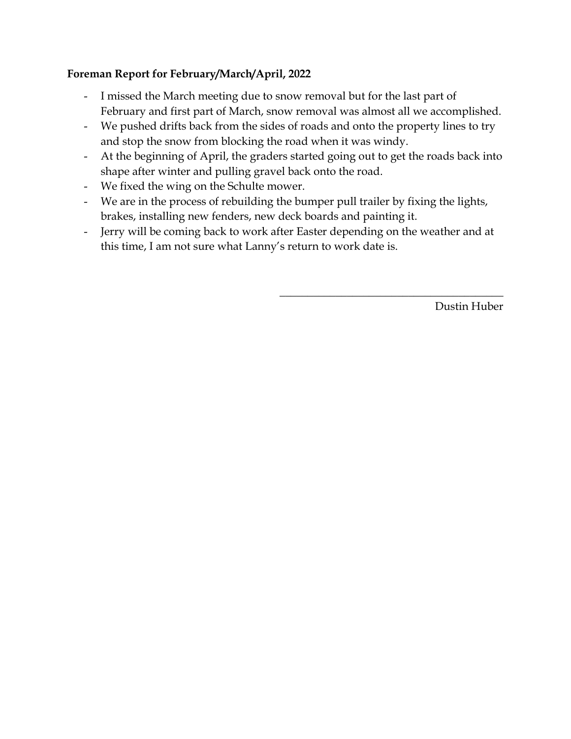**Foreman Report for February/March/April, 2022**

- I missed the March meeting due to snow removal but for the last part of February and first part of March, snow removal was almost all we accomplished.
- We pushed drifts back from the sides of roads and onto the property lines to try and stop the snow from blocking the road when it was windy.
- At the beginning of April, the graders started going out to get the roads back into shape after winter and pulling gravel back onto the road.
- We fixed the wing on the Schulte mower.
- We are in the process of rebuilding the bumper pull trailer by fixing the lights, brakes, installing new fenders, new deck boards and painting it.
- Jerry will be coming back to work after Easter depending on the weather and at this time, I am not sure what Lanny's return to work date is.

\_\_\_\_\_\_\_\_\_\_\_\_\_\_\_\_\_\_\_\_\_\_\_\_\_\_\_\_\_\_\_\_\_\_\_\_\_\_\_\_

Dustin Huber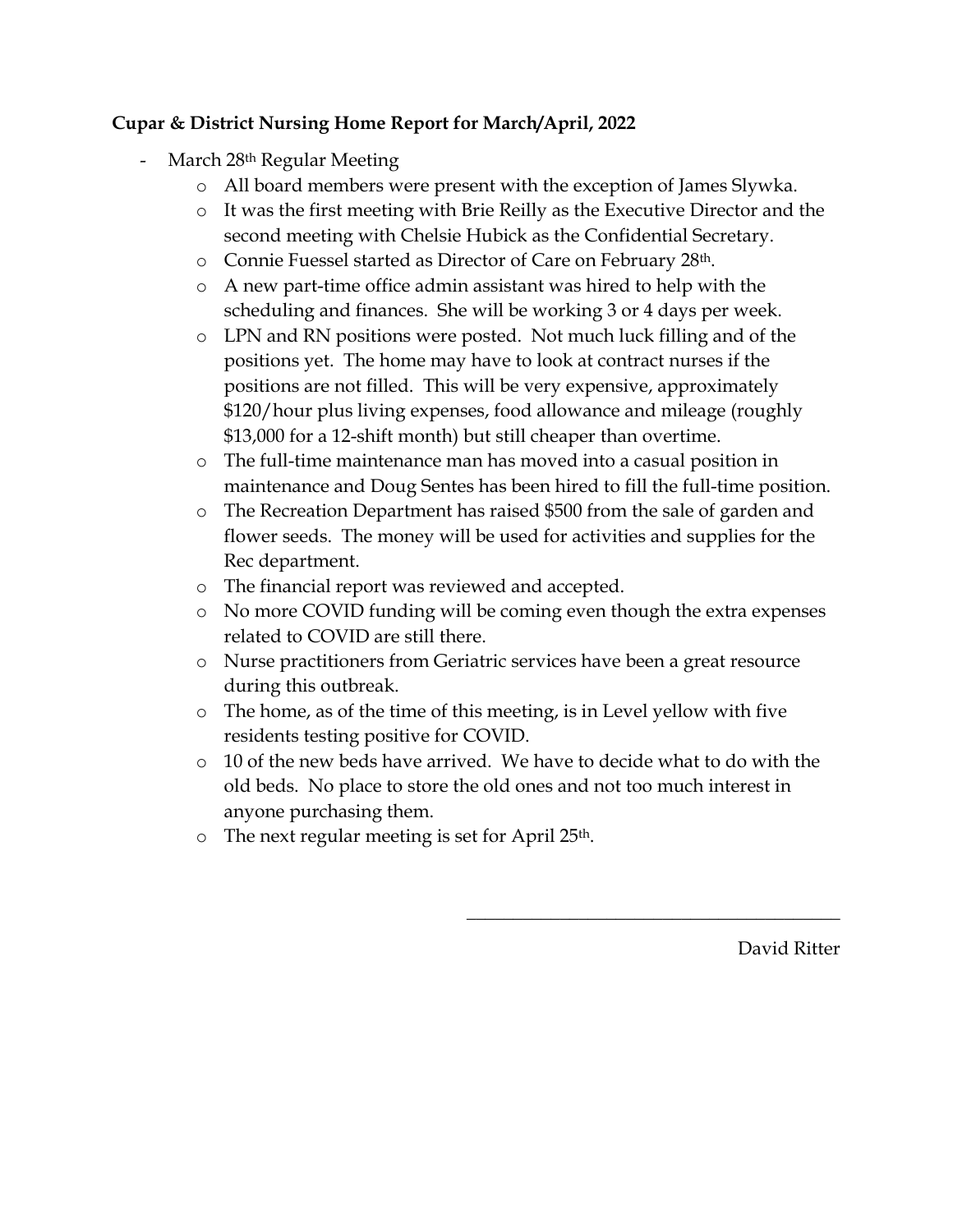**Cupar & District Nursing Home Report for March/April, 2022**

- March 28th Regular Meeting
    - All board members were present with the exception of James Slywka.
    - It was the first meeting with Brie Reilly as the Executive Director and the second meeting with Chelsie Hubick as the Confidential Secretary.
    - Connie Fuessel started as Director of Care on February 28th.
    - A new part-time office admin assistant was hired to help with the scheduling and finances. She will be working 3 or 4 days per week.
    - LPN and RN positions were posted. Not much luck filling and of the positions yet. The home may have to look at contract nurses if the positions are not filled. This will be very expensive, approximately $120/hour plus living expenses, food allowance and mileage (roughly $13,000 for a 12-shift month) but still cheaper than overtime.
    - The full-time maintenance man has moved into a casual position in maintenance and Doug Sentes has been hired to fill the full-time position.
    - The Recreation Department has raised $500 from the sale of garden and flower seeds. The money will be used for activities and supplies for the Rec department.
    - The financial report was reviewed and accepted.
    - No more COVID funding will be coming even though the extra expenses related to COVID are still there.
    - Nurse practitioners from Geriatric services have been a great resource during this outbreak.
    - The home, as of the time of this meeting, is in Level yellow with five residents testing positive for COVID.
    - 10 of the new beds have arrived. We have to decide what to do with the old beds. No place to store the old ones and not too much interest in anyone purchasing them.
    - The next regular meeting is set for April 25th.

\_\_\_\_\_\_\_\_\_\_\_\_\_\_\_\_\_\_\_\_\_\_\_\_\_\_\_\_\_\_\_\_\_\_\_\_\_\_\_\_

David Ritter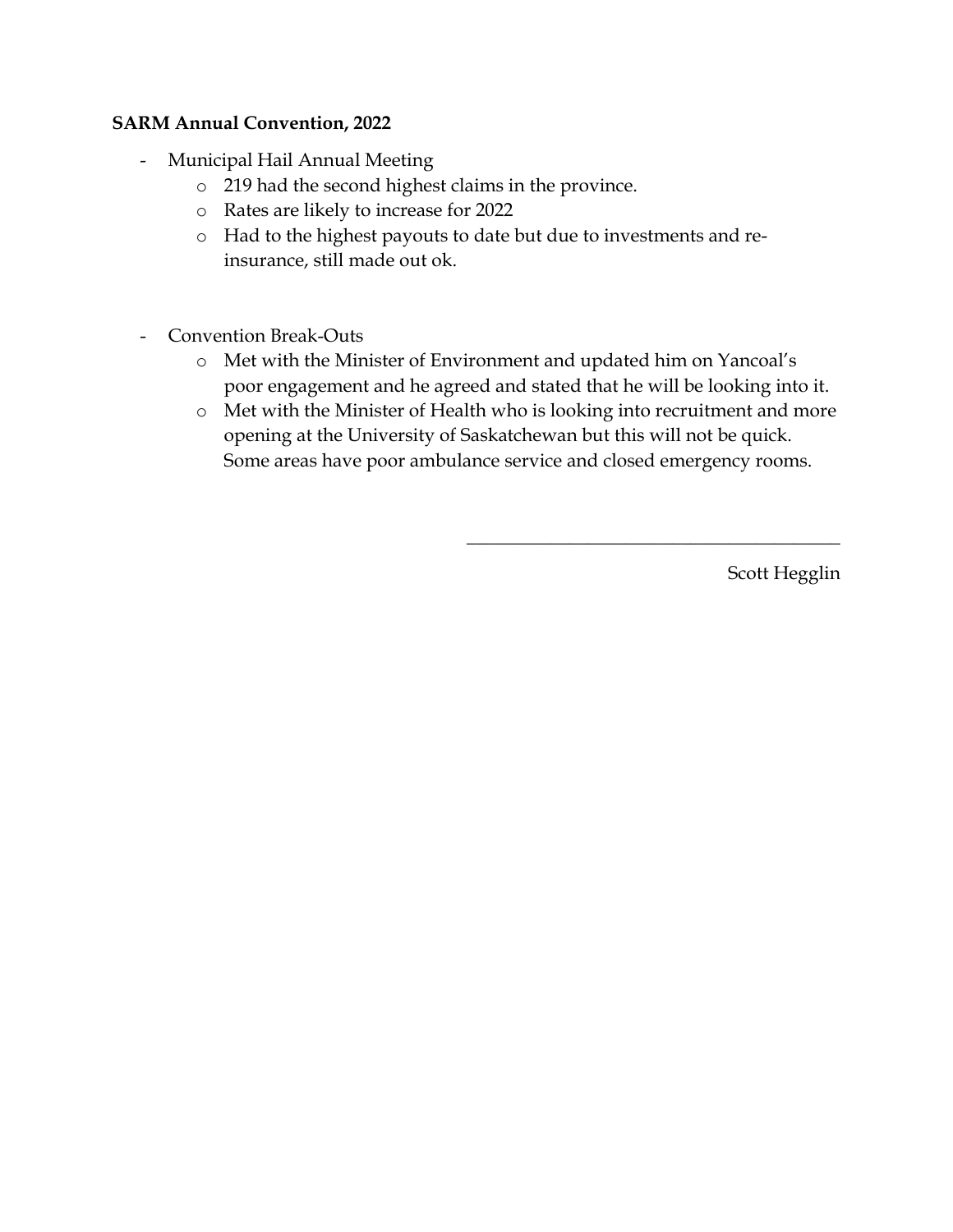**SARM Annual Convention, 2022**

- Municipal Hail Annual Meeting
  - 219 had the second highest claims in the province.
  - Rates are likely to increase for 2022
  - Had to the highest payouts to date but due to investments and re-insurance, still made out ok.

- Convention Break-Outs
  - Met with the Minister of Environment and updated him on Yancoal's poor engagement and he agreed and stated that he will be looking into it.
  - Met with the Minister of Health who is looking into recruitment and more opening at the University of Saskatchewan but this will not be quick. Some areas have poor ambulance service and closed emergency rooms.

\_\_\_\_\_\_\_\_\_\_\_\_\_\_\_\_\_\_\_\_\_\_\_\_\_\_\_\_\_\_\_\_\_\_\_\_\_\_\_\_

Scott Hegglin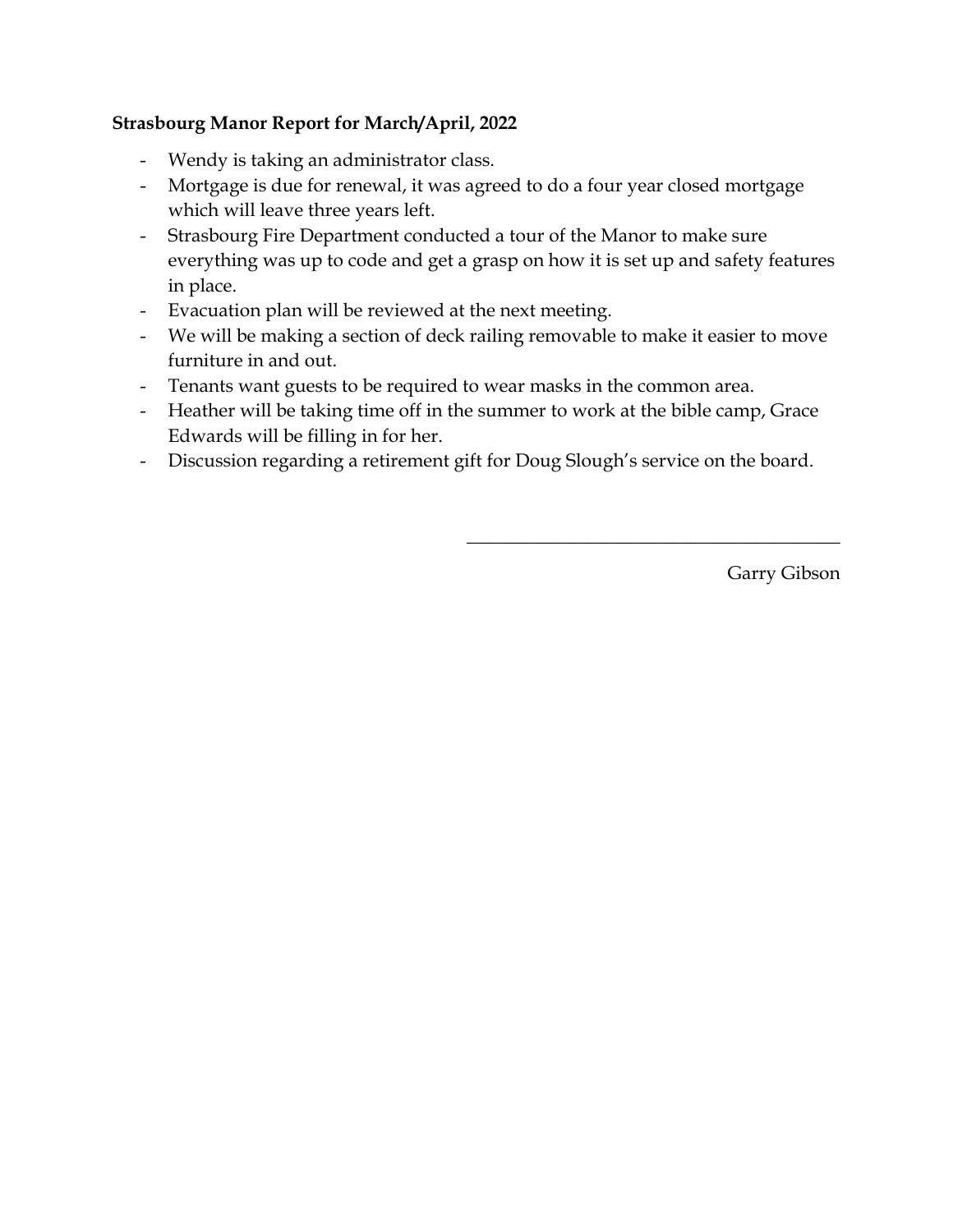**Strasbourg Manor Report for March/April, 2022**

- Wendy is taking an administrator class.
- Mortgage is due for renewal, it was agreed to do a four year closed mortgage which will leave three years left.
- Strasbourg Fire Department conducted a tour of the Manor to make sure everything was up to code and get a grasp on how it is set up and safety features in place.
- Evacuation plan will be reviewed at the next meeting.
- We will be making a section of deck railing removable to make it easier to move furniture in and out.
- Tenants want guests to be required to wear masks in the common area.
- Heather will be taking time off in the summer to work at the bible camp, Grace Edwards will be filling in for her.
- Discussion regarding a retirement gift for Doug Slough's service on the board.

\_\_\_\_\_\_\_\_\_\_\_\_\_\_\_\_\_\_\_\_\_\_\_\_\_\_\_\_\_\_\_\_\_\_\_\_\_\_\_\_

Garry Gibson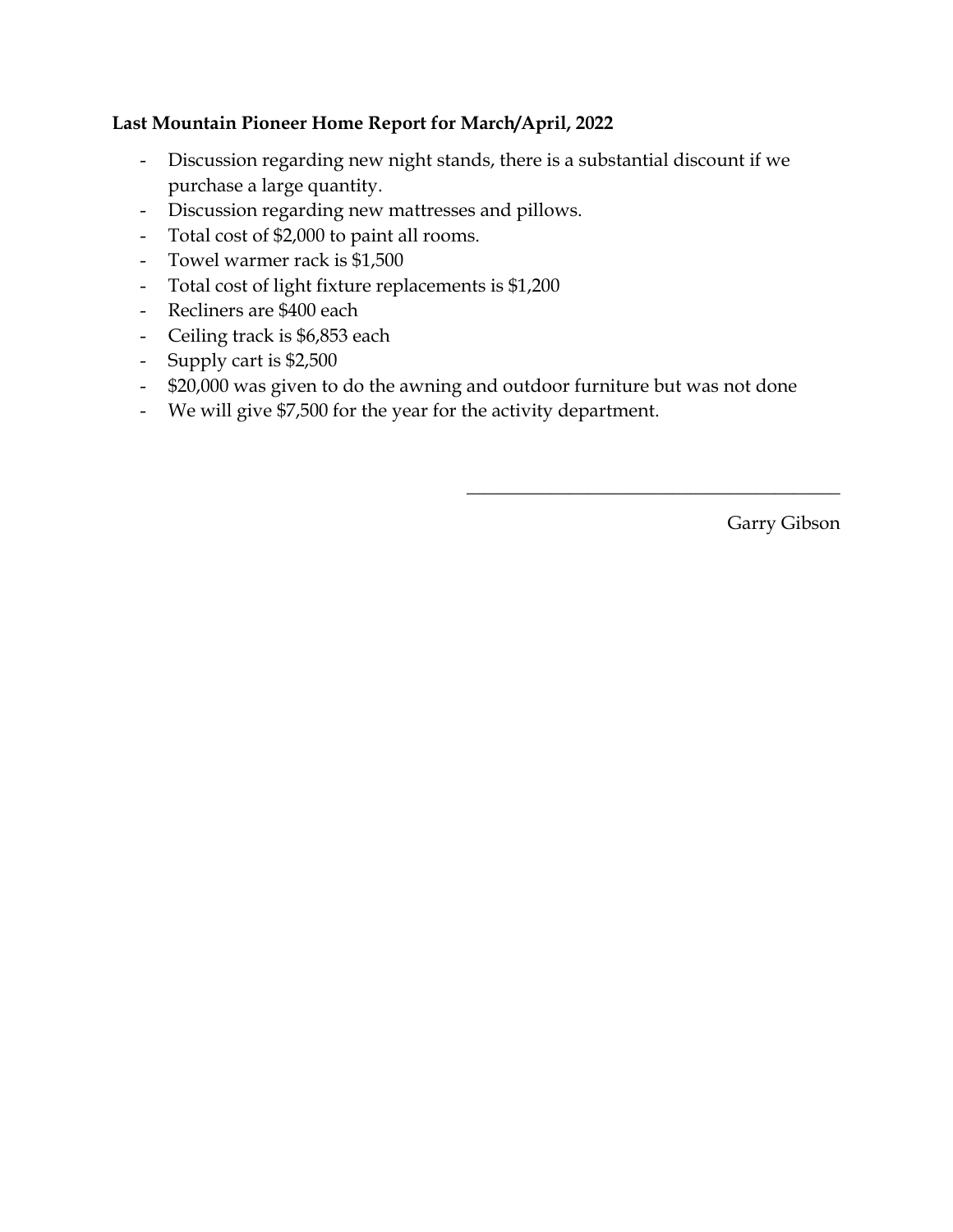**Last Mountain Pioneer Home Report for March/April, 2022**

- Discussion regarding new night stands, there is a substantial discount if we purchase a large quantity.
- Discussion regarding new mattresses and pillows.
- Total cost of $2,000 to paint all rooms.
- Towel warmer rack is $1,500
- Total cost of light fixture replacements is $1,200
- Recliners are $400 each
- Ceiling track is $6,853 each
- Supply cart is $2,500
- $20,000 was given to do the awning and outdoor furniture but was not done
- We will give $7,500 for the year for the activity department.

\_\_\_\_\_\_\_\_\_\_\_\_\_\_\_\_\_\_\_\_\_\_\_\_\_\_\_\_\_\_\_\_\_\_\_\_\_\_\_\_

Garry Gibson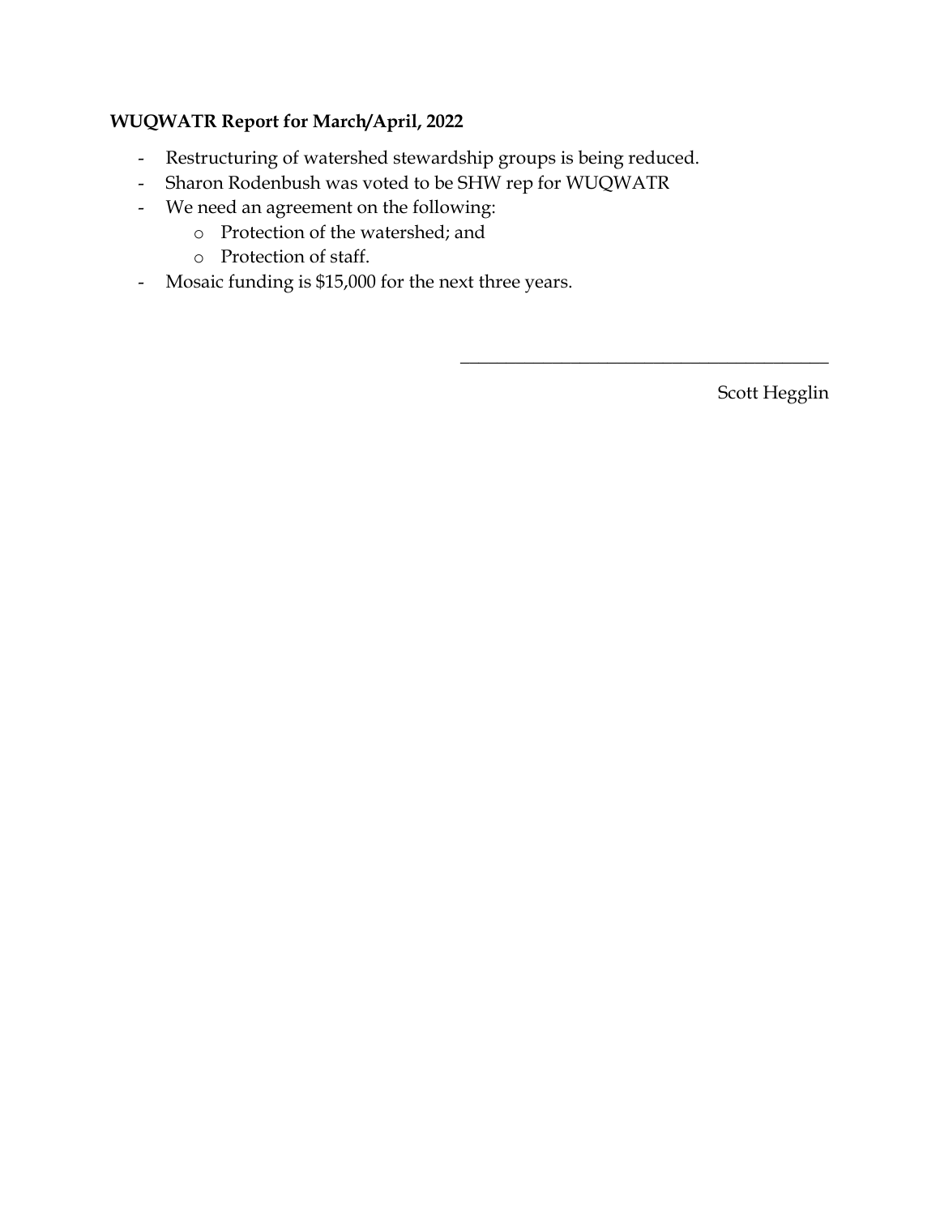**WUQWATR Report for March/April, 2022**

- Restructuring of watershed stewardship groups is being reduced.
- Sharon Rodenbush was voted to be SHW rep for WUQWATR
- We need an agreement on the following:
  - Protection of the watershed; and
  - Protection of staff.
- Mosaic funding is $15,000 for the next three years.

\_\_\_\_\_\_\_\_\_\_\_\_\_\_\_\_\_\_\_\_\_\_\_\_\_\_\_\_\_\_\_\_\_\_\_\_\_\_\_\_

Scott Hegglin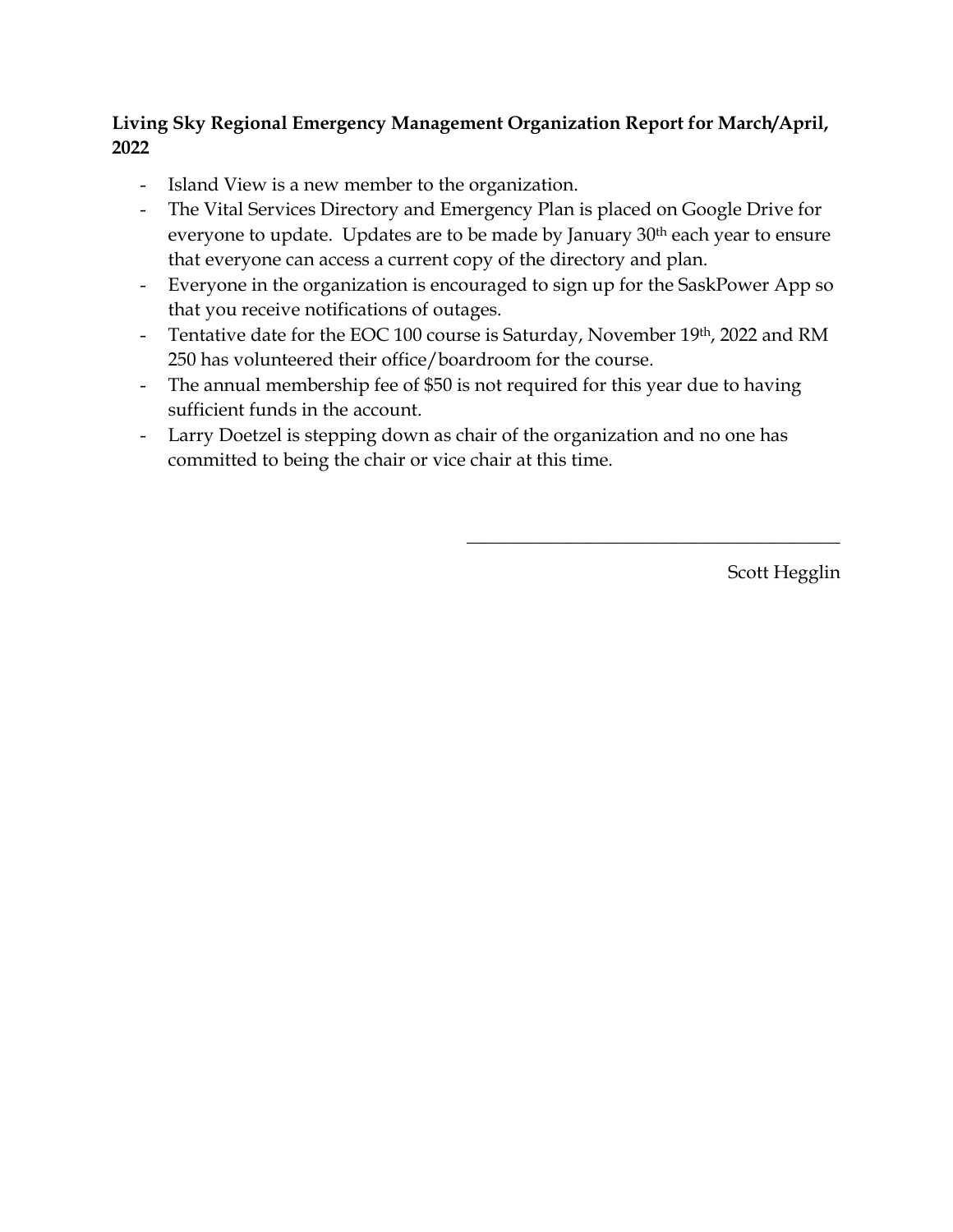**Living Sky Regional Emergency Management Organization Report for March/April, 2022**

- Island View is a new member to the organization.
- The Vital Services Directory and Emergency Plan is placed on Google Drive for everyone to update. Updates are to be made by January 30th each year to ensure that everyone can access a current copy of the directory and plan.
- Everyone in the organization is encouraged to sign up for the SaskPower App so that you receive notifications of outages.
- Tentative date for the EOC 100 course is Saturday, November 19th, 2022 and RM 250 has volunteered their office/boardroom for the course.
- The annual membership fee of $50 is not required for this year due to having sufficient funds in the account.
- Larry Doetzel is stepping down as chair of the organization and no one has committed to being the chair or vice chair at this time.

\_\_\_\_\_\_\_\_\_\_\_\_\_\_\_\_\_\_\_\_\_\_\_\_\_\_\_\_\_\_\_\_\_\_\_\_\_\_\_\_

Scott Hegglin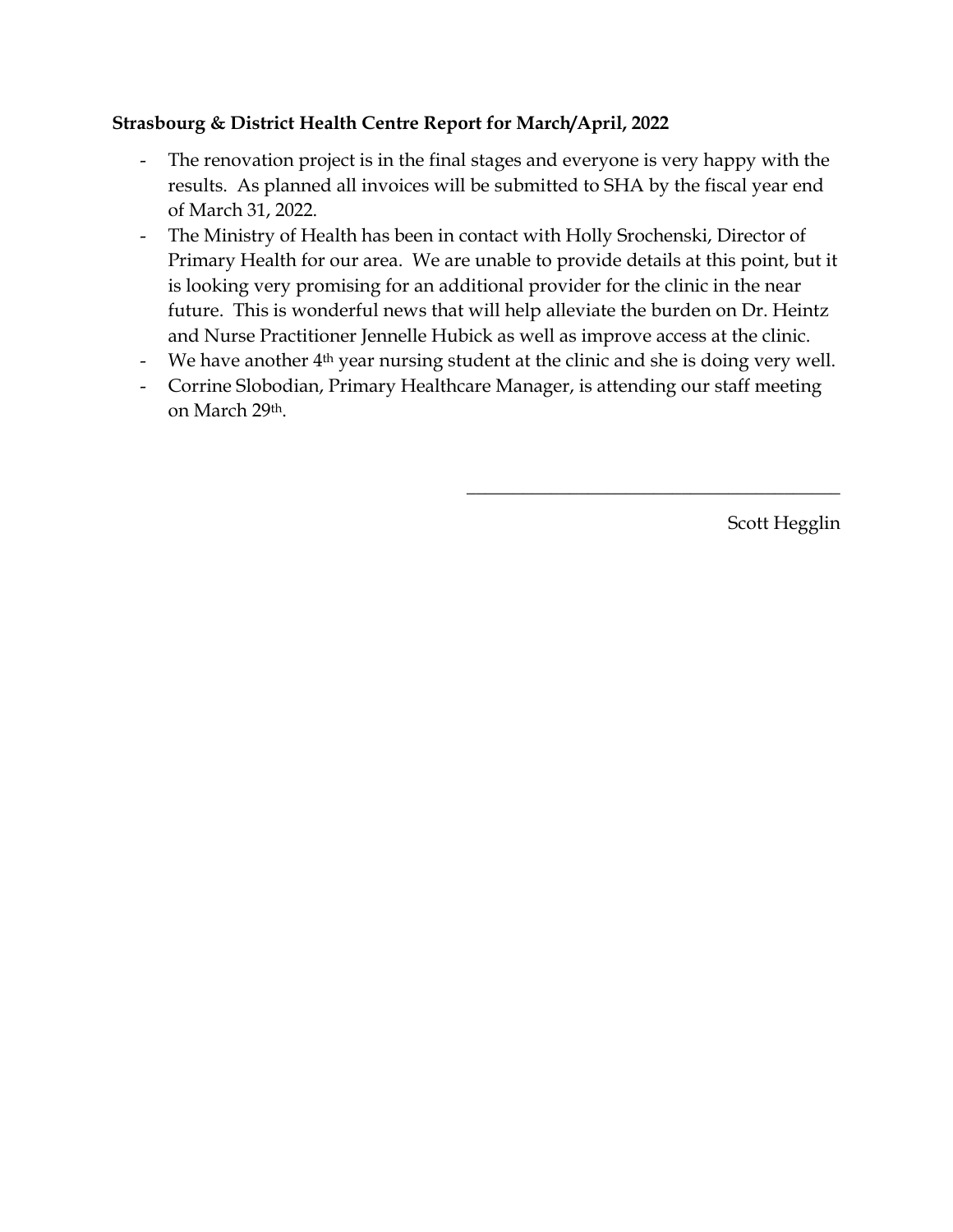**Strasbourg & District Health Centre Report for March/April, 2022**

- The renovation project is in the final stages and everyone is very happy with the results. As planned all invoices will be submitted to SHA by the fiscal year end of March 31, 2022.
- The Ministry of Health has been in contact with Holly Srochenski, Director of Primary Health for our area. We are unable to provide details at this point, but it is looking very promising for an additional provider for the clinic in the near future. This is wonderful news that will help alleviate the burden on Dr. Heintz and Nurse Practitioner Jennelle Hubick as well as improve access at the clinic.
- We have another 4th year nursing student at the clinic and she is doing very well.
- Corrine Slobodian, Primary Healthcare Manager, is attending our staff meeting on March 29th.

\_\_\_\_\_\_\_\_\_\_\_\_\_\_\_\_\_\_\_\_\_\_\_\_\_\_\_\_\_\_\_\_\_\_\_\_\_\_\_\_

Scott Hegglin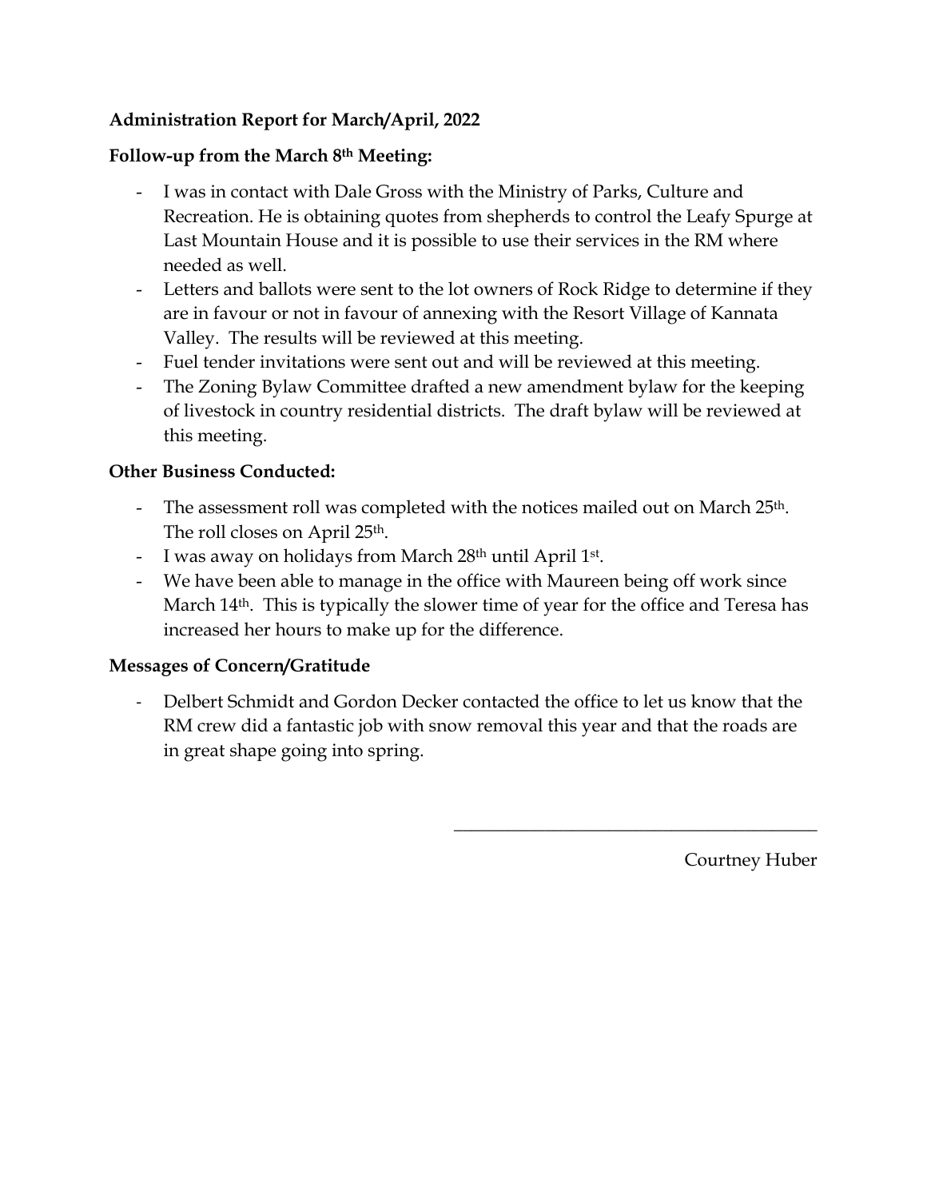**Administration Report for March/April, 2022**

**Follow-up from the March 8th Meeting:**

- I was in contact with Dale Gross with the Ministry of Parks, Culture and Recreation. He is obtaining quotes from shepherds to control the Leafy Spurge at Last Mountain House and it is possible to use their services in the RM where needed as well.
- Letters and ballots were sent to the lot owners of Rock Ridge to determine if they are in favour or not in favour of annexing with the Resort Village of Kannata Valley. The results will be reviewed at this meeting.
- Fuel tender invitations were sent out and will be reviewed at this meeting.
- The Zoning Bylaw Committee drafted a new amendment bylaw for the keeping of livestock in country residential districts. The draft bylaw will be reviewed at this meeting.

**Other Business Conducted:**

- The assessment roll was completed with the notices mailed out on March 25th. The roll closes on April 25th.
- I was away on holidays from March 28th until April 1st.
- We have been able to manage in the office with Maureen being off work since March 14th. This is typically the slower time of year for the office and Teresa has increased her hours to make up for the difference.

**Messages of Concern/Gratitude**

- Delbert Schmidt and Gordon Decker contacted the office to let us know that the RM crew did a fantastic job with snow removal this year and that the roads are in great shape going into spring.

\_\_\_\_\_\_\_\_\_\_\_\_\_\_\_\_\_\_\_\_\_\_\_\_\_\_\_\_\_\_\_\_\_\_\_\_\_\_\_\_

Courtney Huber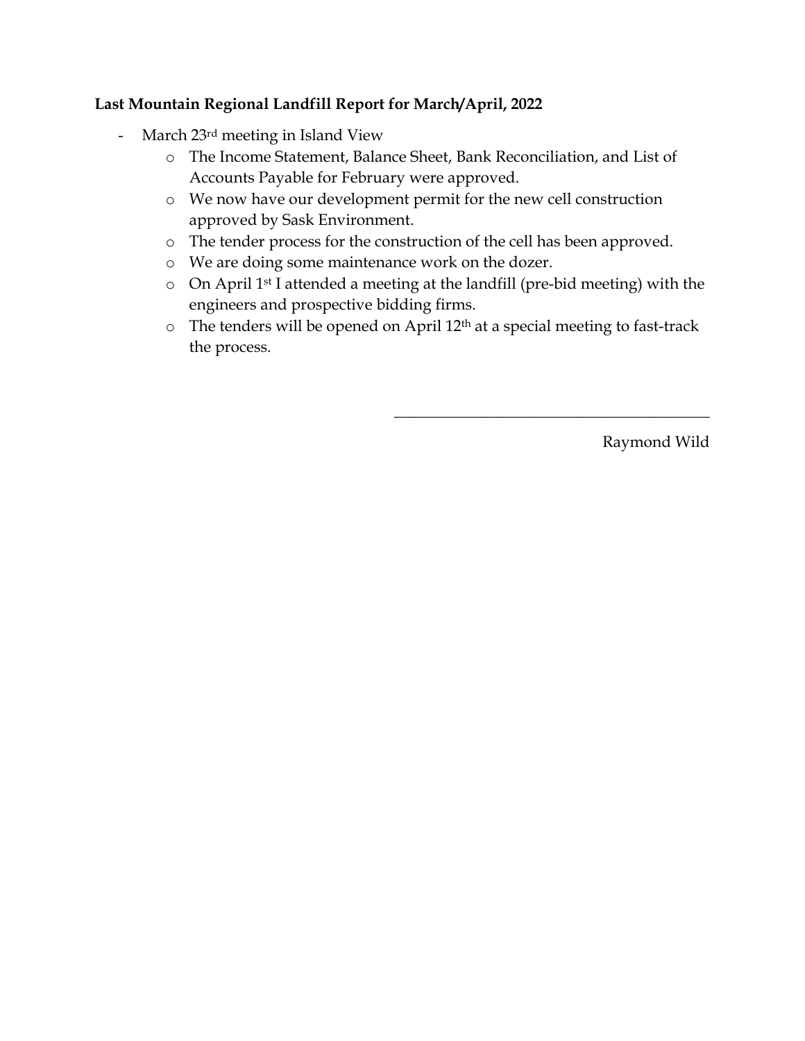**Last Mountain Regional Landfill Report for March/April, 2022**

- March 23rd meeting in Island View
  - The Income Statement, Balance Sheet, Bank Reconciliation, and List of Accounts Payable for February were approved.
  - We now have our development permit for the new cell construction approved by Sask Environment.
  - The tender process for the construction of the cell has been approved.
  - We are doing some maintenance work on the dozer.
  - On April 1st I attended a meeting at the landfill (pre-bid meeting) with the engineers and prospective bidding firms.
  - The tenders will be opened on April 12th at a special meeting to fast-track the process.

\_\_\_\_\_\_\_\_\_\_\_\_\_\_\_\_\_\_\_\_\_\_\_\_\_\_\_\_\_\_\_\_\_\_\_\_\_\_\_\_

Raymond Wild